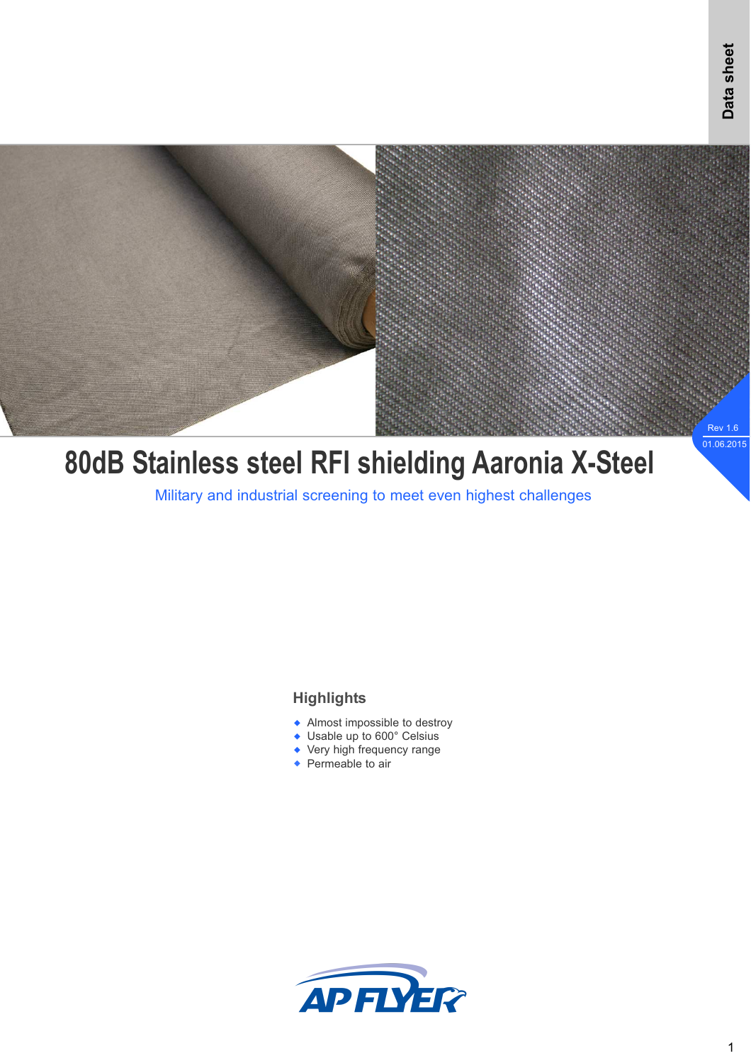Data sheet

Rev 1.6
01.06.2015

# 80dB Stainless steel RFI shielding Aaronia X-Steel

Military and industrial screening to meet even highest challenges

## Highlights

- Almost impossible to destroy
- Usable up to 600° Celsius
- Very high frequency range
- Permeable to air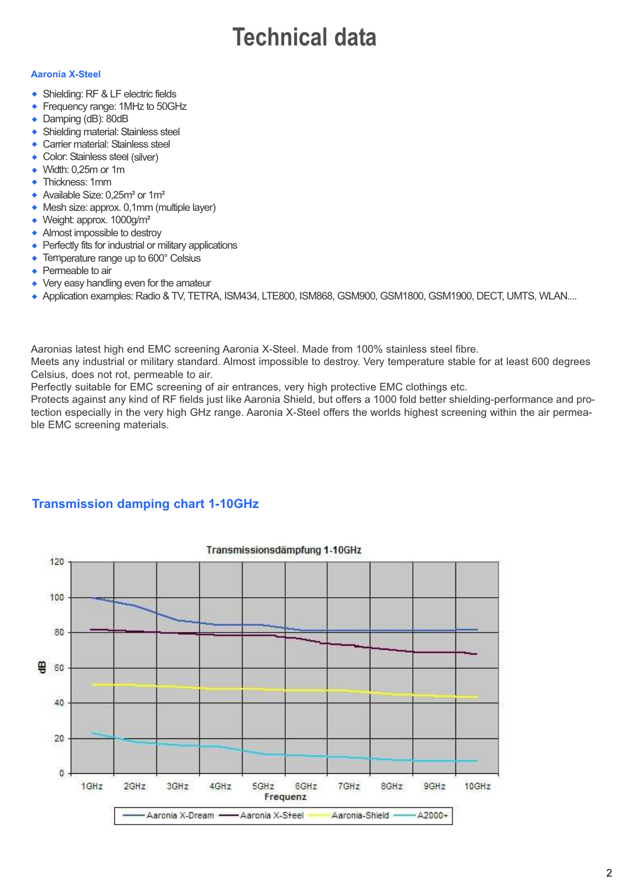# Technical data

**Aronia X-Steel**

- Shielding: RF & LF electric fields
- Frequency range: 1MHz to 50GHz
- Damping (dB): 80dB
- Shielding material: Stainless steel
- Carrier material: Stainless steel
- Color: Stainless steel (silver)
- Width: 0,25m or 1m
- Thickness: 1mm
- Available Size: 0,25m² or 1m²
- Mesh size: approx. 0,1mm (multiple layer)
- Weight: approx. 1000g/m²
- Almost impossible to destroy
- Perfectly fits for industrial or military applications
- Temperature range up to 600° Celsius
- Permeable to air
- Very easy handling even for the amateur
- Application examples: Radio & TV, TETRA, ISM434, LTE800, ISM868, GSM900, GSM1800, GSM1900, DECT, UMTS, WLAN....

Aaronias latest high end EMC screening Aaronia X-Steel. Made from 100% stainless steel fibre.
Meets any industrial or military standard. Almost impossible to destroy. Very temperature stable for at least 600 degrees Celsius, does not rot, permeable to air.
Perfectly suitable for EMC screening of air entrances, very high protective EMC clothings etc.
Protects against any kind of RF fields just like Aaronia Shield, but offers a 1000 fold better shielding-performance and protection especially in the very high GHz range. Aaronia X-Steel offers the worlds highest screening within the air permeable EMC screening materials.

## Transmission damping chart 1-10GHz

Transmissionsdämpfung 1-10GHz

| Frequenz | Aaronia X-Dream (dB) | Aaronia X-Steel (dB) | Aaronia-Shield (dB) | A2000+ (dB) |
|---|---|---|---|---|
| 1GHz | ~100 | ~82 | ~50 | ~23 |
| 2GHz | ~95 | ~81 | ~50 | ~18 |
| 3GHz | ~87 | ~80 | ~49 | ~16 |
| 4GHz | ~85 | ~79 | ~48 | ~16 |
| 5GHz | ~85 | ~79 | ~48 | ~11 |
| 6GHz | ~82 | ~77 | ~47 | ~10 |
| 7GHz | ~82 | ~73 | ~47 | ~9 |
| 8GHz | ~82 | ~71 | ~45 | ~8 |
| 9GHz | ~82 | ~69 | ~44 | ~7 |
| 10GHz | ~82 | ~68 | ~43 | ~7 |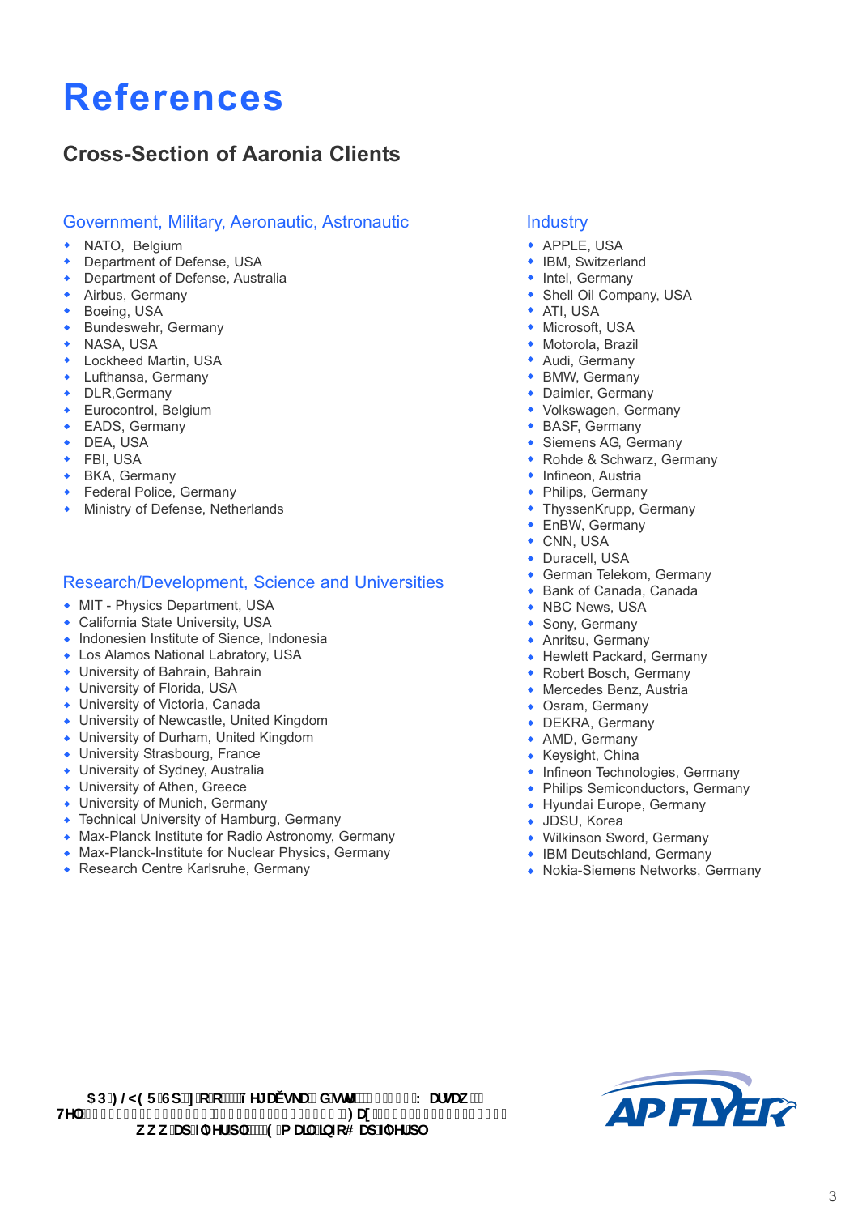# References

## Cross-Section of Aaronia Clients

### Government, Military, Aeronautic, Astronautic

- NATO, Belgium
- Department of Defense, USA
- Department of Defense, Australia
- Airbus, Germany
- Boeing, USA
- Bundeswehr, Germany
- NASA, USA
- Lockheed Martin, USA
- Lufthansa, Germany
- DLR,Germany
- Eurocontrol, Belgium
- EADS, Germany
- DEA, USA
- FBI, USA
- BKA, Germany
- Federal Police, Germany
- Ministry of Defense, Netherlands

### Research/Development, Science and Universities

- MIT - Physics Department, USA
- California State University, USA
- Indonesien Institute of Sience, Indonesia
- Los Alamos National Labratory, USA
- University of Bahrain, Bahrain
- University of Florida, USA
- University of Victoria, Canada
- University of Newcastle, United Kingdom
- University of Durham, United Kingdom
- University Strasbourg, France
- University of Sydney, Australia
- University of Athen, Greece
- University of Munich, Germany
- Technical University of Hamburg, Germany
- Max-Planck Institute for Radio Astronomy, Germany
- Max-Planck-Institute for Nuclear Physics, Germany
- Research Centre Karlsruhe, Germany

### Industry

- APPLE, USA
- IBM, Switzerland
- Intel, Germany
- Shell Oil Company, USA
- ATI, USA
- Microsoft, USA
- Motorola, Brazil
- Audi, Germany
- BMW, Germany
- Daimler, Germany
- Volkswagen, Germany
- BASF, Germany
- Siemens AG, Germany
- Rohde & Schwarz, Germany
- Infineon, Austria
- Philips, Germany
- ThyssenKrupp, Germany
- EnBW, Germany
- CNN, USA
- Duracell, USA
- German Telekom, Germany
- Bank of Canada, Canada
- NBC News, USA
- Sony, Germany
- Anritsu, Germany
- Hewlett Packard, Germany
- Robert Bosch, Germany
- Mercedes Benz, Austria
- Osram, Germany
- DEKRA, Germany
- AMD, Germany
- Keysight, China
- Infineon Technologies, Germany
- Philips Semiconductors, Germany
- Hyundai Europe, Germany
- JDSU, Korea
- Wilkinson Sword, Germany
- IBM Deutschland, Germany
- Nokia-Siemens Networks, Germany